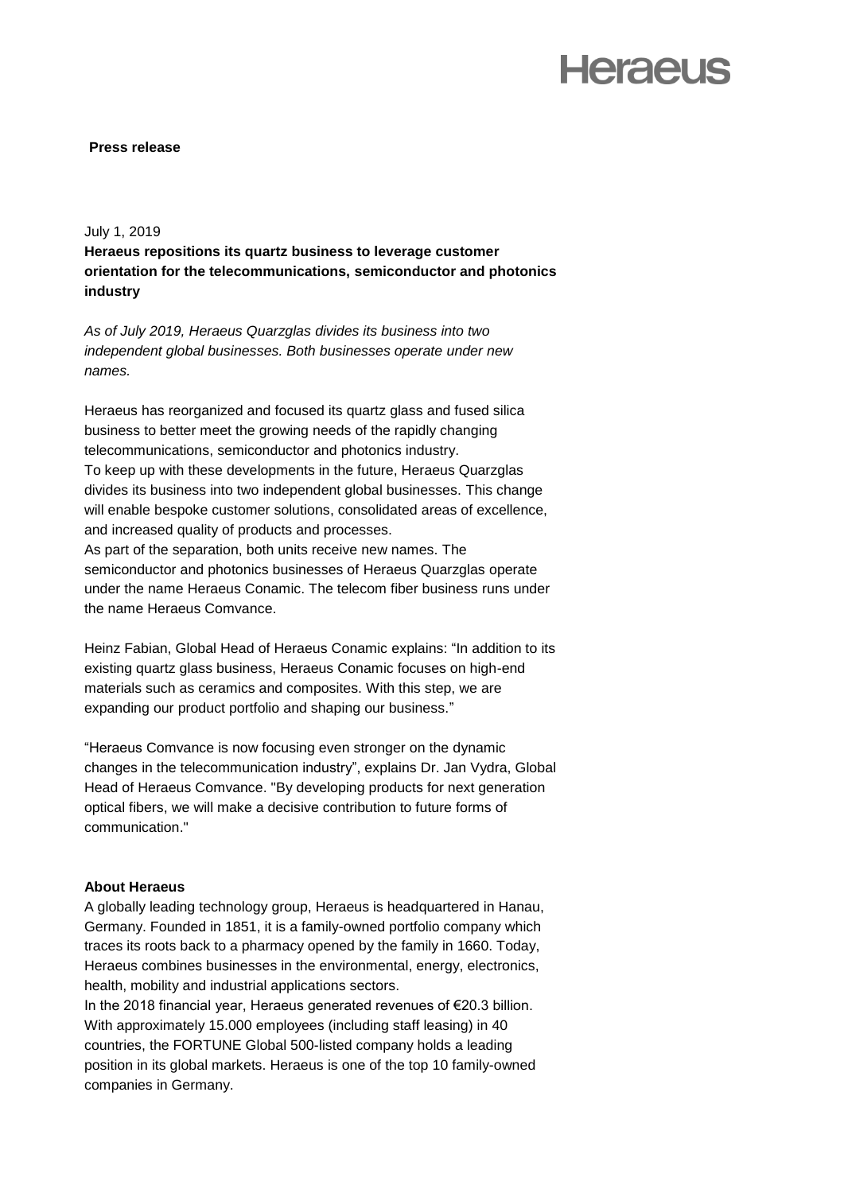**Press release**

July 1, 2019

**Heraeus repositions its quartz business to leverage customer orientation for the telecommunications, semiconductor and photonics industry**

*As of July 2019, Heraeus Quarzglas divides its business into two independent global businesses. Both businesses operate under new names.*

Heraeus has reorganized and focused its quartz glass and fused silica business to better meet the growing needs of the rapidly changing telecommunications, semiconductor and photonics industry.
To keep up with these developments in the future, Heraeus Quarzglas divides its business into two independent global businesses. This change will enable bespoke customer solutions, consolidated areas of excellence, and increased quality of products and processes.
As part of the separation, both units receive new names. The semiconductor and photonics businesses of Heraeus Quarzglas operate under the name Heraeus Conamic. The telecom fiber business runs under the name Heraeus Comvance.

Heinz Fabian, Global Head of Heraeus Conamic explains: "In addition to its existing quartz glass business, Heraeus Conamic focuses on high-end materials such as ceramics and composites. With this step, we are expanding our product portfolio and shaping our business."

"Heraeus Comvance is now focusing even stronger on the dynamic changes in the telecommunication industry", explains Dr. Jan Vydra, Global Head of Heraeus Comvance. "By developing products for next generation optical fibers, we will make a decisive contribution to future forms of communication."

**About Heraeus**

A globally leading technology group, Heraeus is headquartered in Hanau, Germany. Founded in 1851, it is a family-owned portfolio company which traces its roots back to a pharmacy opened by the family in 1660. Today, Heraeus combines businesses in the environmental, energy, electronics, health, mobility and industrial applications sectors.
In the 2018 financial year, Heraeus generated revenues of €20.3 billion. With approximately 15.000 employees (including staff leasing) in 40 countries, the FORTUNE Global 500-listed company holds a leading position in its global markets. Heraeus is one of the top 10 family-owned companies in Germany.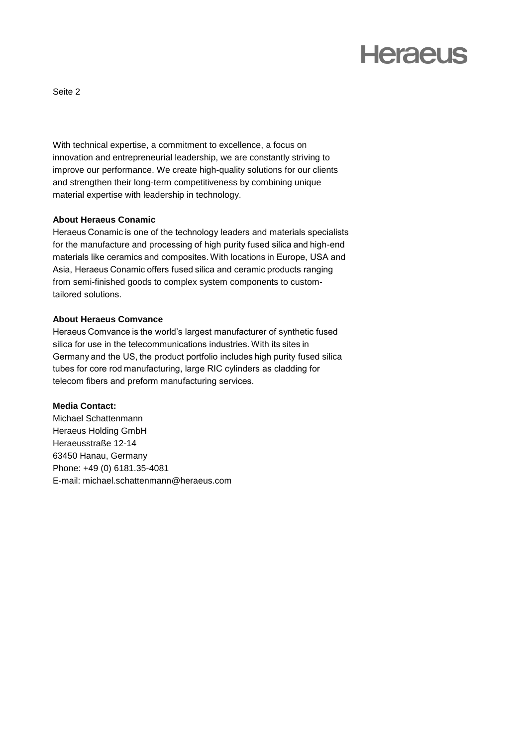With technical expertise, a commitment to excellence, a focus on innovation and entrepreneurial leadership, we are constantly striving to improve our performance. We create high-quality solutions for our clients and strengthen their long-term competitiveness by combining unique material expertise with leadership in technology.

**About Heraeus Conamic**

Heraeus Conamic is one of the technology leaders and materials specialists for the manufacture and processing of high purity fused silica and high-end materials like ceramics and composites. With locations in Europe, USA and Asia, Heraeus Conamic offers fused silica and ceramic products ranging from semi-finished goods to complex system components to custom-tailored solutions.

**About Heraeus Comvance**

Heraeus Comvance is the world's largest manufacturer of synthetic fused silica for use in the telecommunications industries. With its sites in Germany and the US, the product portfolio includes high purity fused silica tubes for core rod manufacturing, large RIC cylinders as cladding for telecom fibers and preform manufacturing services.

**Media Contact:**

Michael Schattenmann
Heraeus Holding GmbH
Heraeusstraße 12-14
63450 Hanau, Germany
Phone: +49 (0) 6181.35-4081
E-mail: michael.schattenmann@heraeus.com